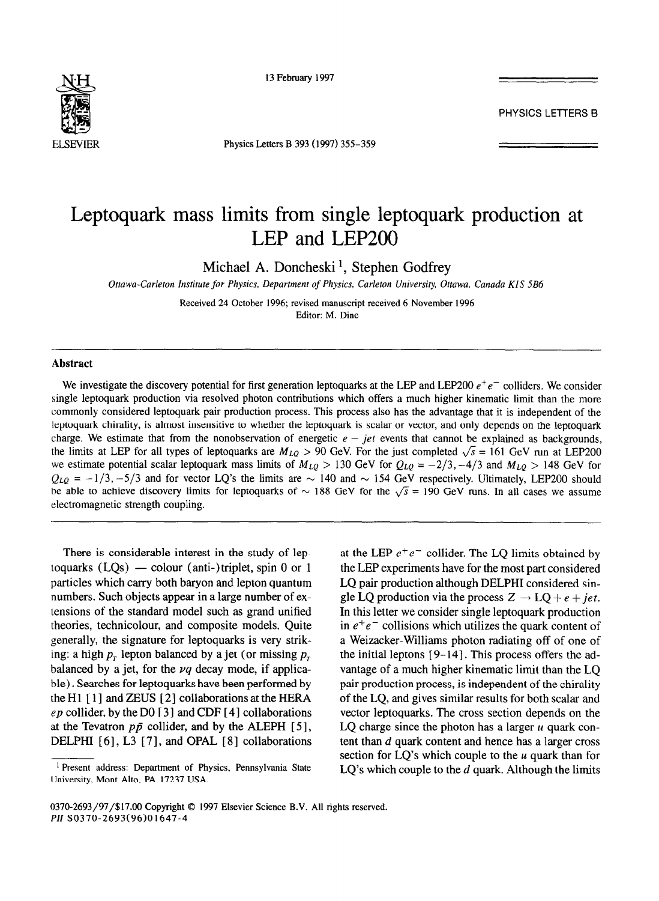# Leptoquark mass limits from single leptoquark production at LEP and LEP200

Michael A. Doncheski [1], Stephen Godfrey

*Ottawa-Carleton Institute for Physics, Department of Physics, Carleton University, Ottawa, Canada K1S 5B6*

Received 24 October 1996; revised manuscript received 6 November 1996
Editor: M. Dine

## Abstract

We investigate the discovery potential for first generation leptoquarks at the LEP and LEP200 $e^+e^-$ colliders. We consider single leptoquark production via resolved photon contributions which offers a much higher kinematic limit than the more commonly considered leptoquark pair production process. This process also has the advantage that it is independent of the leptoquark chirality, is almost insensitive to whether the leptoquark is scalar or vector, and only depends on the leptoquark charge. We estimate that from the nonobservation of energetic $e - jet$ events that cannot be explained as backgrounds, the limits at LEP for all types of leptoquarks are $M_{LQ} > 90$ GeV. For the just completed $\sqrt{s} = 161$ GeV run at LEP200 we estimate potential scalar leptoquark mass limits of $M_{LQ} > 130$ GeV for $Q_{LQ} = -2/3, -4/3$ and $M_{LQ} > 148$ GeV for $Q_{LQ} = -1/3, -5/3$ and for vector LQ's the limits are $\sim 140$ and $\sim 154$ GeV respectively. Ultimately, LEP200 should be able to achieve discovery limits for leptoquarks of $\sim 188$ GeV for the $\sqrt{s} = 190$ GeV runs. In all cases we assume electromagnetic strength coupling.

---

There is considerable interest in the study of leptoquarks (LQs) — colour (anti-)triplet, spin 0 or 1 particles which carry both baryon and lepton quantum numbers. Such objects appear in a large number of extensions of the standard model such as grand unified theories, technicolour, and composite models. Quite generally, the signature for leptoquarks is very striking: a high $p_T$ lepton balanced by a jet (or missing $p_T$ balanced by a jet, for the $\nu q$ decay mode, if applicable). Searches for leptoquarks have been performed by the H1 [1] and ZEUS [2] collaborations at the HERA $ep$ collider, by the D0 [3] and CDF [4] collaborations at the Tevatron $p\bar{p}$ collider, and by the ALEPH [5], DELPHI [6], L3 [7], and OPAL [8] collaborations at the LEP $e^+e^-$ collider. The LQ limits obtained by the LEP experiments have for the most part considered LQ pair production although DELPHI considered single LQ production via the process $Z \to \mathrm{LQ} + e + jet$. In this letter we consider single leptoquark production in $e^+e^-$ collisions which utilizes the quark content of a Weizacker-Williams photon radiating off of one of the initial leptons [9–14]. This process offers the advantage of a much higher kinematic limit than the LQ pair production process, is independent of the chirality of the LQ, and gives similar results for both scalar and vector leptoquarks. The cross section depends on the LQ charge since the photon has a larger $u$ quark content than $d$ quark content and hence has a larger cross section for LQ's which couple to the $u$ quark than for LQ's which couple to the $d$ quark. Although the limits

[1] Present address: Department of Physics, Pennsylvania State University, Mont Alto, PA 17237 USA.

0370-2693/97/$17.00 Copyright © 1997 Elsevier Science B.V. All rights reserved.
PII S0370-2693(96)01647-4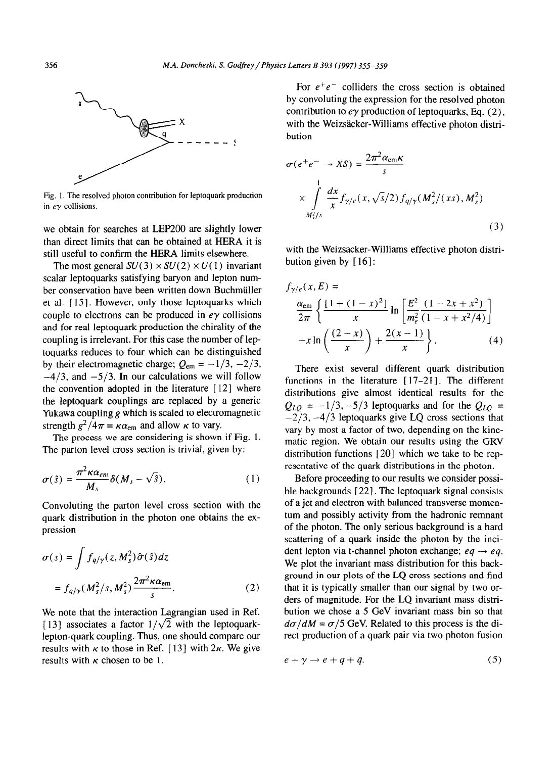Fig. 1. The resolved photon contribution for leptoquark production in $e\gamma$ collisions.

we obtain for searches at LEP200 are slightly lower than direct limits that can be obtained at HERA it is still useful to confirm the HERA limits elsewhere.

The most general $SU(3) \times SU(2) \times U(1)$ invariant scalar leptoquarks satisfying baryon and lepton number conservation have been written down Buchmüller et al. [15]. However, only those leptoquarks which couple to electrons can be produced in $e\gamma$ collisions and for real leptoquark production the chirality of the coupling is irrelevant. For this case the number of leptoquarks reduces to four which can be distinguished by their electromagnetic charge; $Q_{em} = -1/3, -2/3, -4/3$, and $-5/3$. In our calculations we will follow the convention adopted in the literature [12] where the leptoquark couplings are replaced by a generic Yukawa coupling $g$ which is scaled to electromagnetic strength $g^2/4\pi = \kappa\alpha_{em}$ and allow $\kappa$ to vary.

The process we are considering is shown if Fig. 1. The parton level cross section is trivial, given by:

$$\sigma(\hat{s}) = \frac{\pi^2 \kappa \alpha_{em}}{M_s} \delta(M_s - \sqrt{\hat{s}}). \tag{1}$$

Convoluting the parton level cross section with the quark distribution in the photon one obtains the expression

$$\sigma(s) = \int f_{q/\gamma}(z, M_s^2) \hat{\sigma}(\hat{s}) dz$$
$$= f_{q/\gamma}(M_s^2/s, M_s^2) \frac{2\pi^2 \kappa \alpha_{em}}{s}. \tag{2}$$

We note that the interaction Lagrangian used in Ref. [13] associates a factor $1/\sqrt{2}$ with the leptoquark-lepton-quark coupling. Thus, one should compare our results with $\kappa$ to those in Ref. [13] with $2\kappa$. We give results with $\kappa$ chosen to be 1.

For $e^+e^-$ colliders the cross section is obtained by convoluting the expression for the resolved photon contribution to $e\gamma$ production of leptoquarks, Eq. (2), with the Weizsäcker-Williams effective photon distribution

$$\sigma(e^+e^- \to XS) = \frac{2\pi^2 \alpha_{em} \kappa}{s}$$
$$\times \int_{M_s^2/s}^{1} \frac{dx}{x} f_{\gamma/e}(x, \sqrt{s}/2) f_{q/\gamma}(M_s^2/(xs), M_s^2) \tag{3}$$

with the Weizsäcker-Williams effective photon distribution given by [16]:

$$f_{\gamma/e}(x, E) =$$
$$\frac{\alpha_{em}}{2\pi} \left\{ \frac{[1 + (1-x)^2]}{x} \ln \left[ \frac{E^2}{m_e^2} \frac{(1 - 2x + x^2)}{(1 - x + x^2/4)} \right] + x \ln \left( \frac{(2-x)}{x} \right) + \frac{2(x-1)}{x} \right\}. \tag{4}$$

There exist several different quark distribution functions in the literature [17-21]. The different distributions give almost identical results for the $Q_{LQ} = -1/3, -5/3$ leptoquarks and for the $Q_{LQ} = -2/3, -4/3$ leptoquarks give LQ cross sections that vary by most a factor of two, depending on the kinematic region. We obtain our results using the GRV distribution functions [20] which we take to be representative of the quark distributions in the photon.

Before proceeding to our results we consider possible backgrounds [22]. The leptoquark signal consists of a jet and electron with balanced transverse momentum and possibly activity from the hadronic remnant of the photon. The only serious background is a hard scattering of a quark inside the photon by the incident lepton via t-channel photon exchange; $eq \to eq$. We plot the invariant mass distribution for this background in our plots of the LQ cross sections and find that it is typically smaller than our signal by two orders of magnitude. For the LQ invariant mass distribution we chose a 5 GeV invariant mass bin so that $d\sigma/dM = \sigma/5$ GeV. Related to this process is the direct production of a quark pair via two photon fusion

$$e + \gamma \to e + q + \bar{q}. \tag{5}$$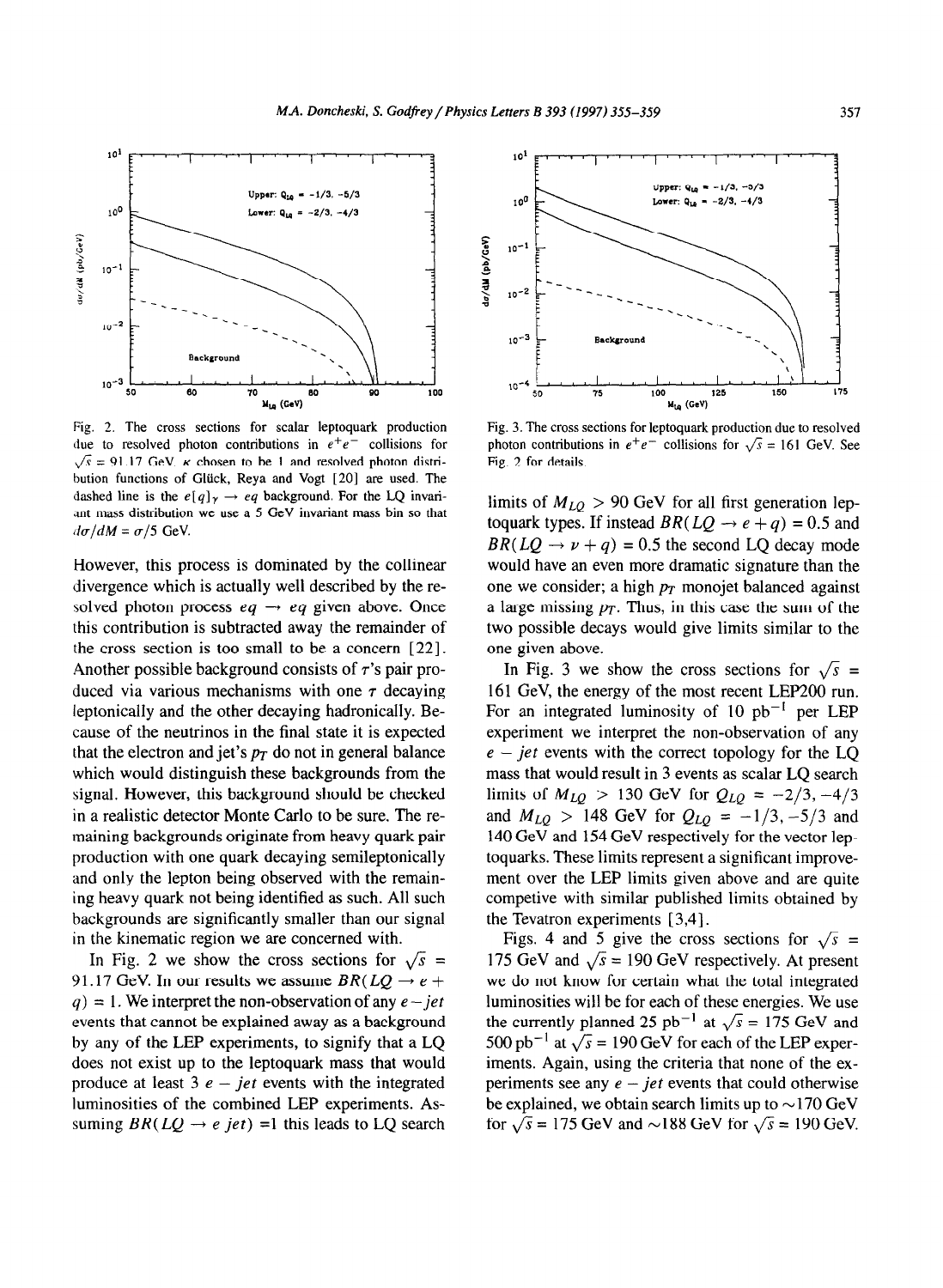Fig. 2. The cross sections for scalar leptoquark production due to resolved photon contributions in $e^+e^-$ collisions for $\sqrt{s}$ = 91.17 GeV. $\kappa$ chosen to be 1 and resolved photon distribution functions of Glück, Reya and Vogt [20] are used. The dashed line is the $e[q]_\gamma \to eq$ background. For the LQ invariant mass distribution we use a 5 GeV invariant mass bin so that $d\sigma/dM = \sigma/5$ GeV.

However, this process is dominated by the collinear divergence which is actually well described by the resolved photon process $eq \to eq$ given above. Once this contribution is subtracted away the remainder of the cross section is too small to be a concern [22]. Another possible background consists of $\tau$'s pair produced via various mechanisms with one $\tau$ decaying leptonically and the other decaying hadronically. Because of the neutrinos in the final state it is expected that the electron and jet's $p_T$ do not in general balance which would distinguish these backgrounds from the signal. However, this background should be checked in a realistic detector Monte Carlo to be sure. The remaining backgrounds originate from heavy quark pair production with one quark decaying semileptonically and only the lepton being observed with the remaining heavy quark not being identified as such. All such backgrounds are significantly smaller than our signal in the kinematic region we are concerned with.

In Fig. 2 we show the cross sections for $\sqrt{s}$ = 91.17 GeV. In our results we assume $BR(LQ \to e + q) = 1$. We interpret the non-observation of any $e-jet$ events that cannot be explained away as a background by any of the LEP experiments, to signify that a LQ does not exist up to the leptoquark mass that would produce at least 3 $e-jet$ events with the integrated luminosities of the combined LEP experiments. Assuming $BR(LQ \to e\ jet) = 1$ this leads to LQ search

Fig. 3. The cross sections for leptoquark production due to resolved photon contributions in $e^+e^-$ collisions for $\sqrt{s}$ = 161 GeV. See Fig. 2 for details.

limits of $M_{LQ} > 90$ GeV for all first generation leptoquark types. If instead $BR(LQ \to e + q) = 0.5$ and $BR(LQ \to \nu + q) = 0.5$ the second LQ decay mode would have an even more dramatic signature than the one we consider; a high $p_T$ monojet balanced against a large missing $p_T$. Thus, in this case the sum of the two possible decays would give limits similar to the one given above.

In Fig. 3 we show the cross sections for $\sqrt{s}$ = 161 GeV, the energy of the most recent LEP200 run. For an integrated luminosity of 10 pb$^{-1}$ per LEP experiment we interpret the non-observation of any $e-jet$ events with the correct topology for the LQ mass that would result in 3 events as scalar LQ search limits of $M_{LQ} > 130$ GeV for $Q_{LQ} = -2/3, -4/3$ and $M_{LQ} > 148$ GeV for $Q_{LQ} = -1/3, -5/3$ and 140 GeV and 154 GeV respectively for the vector leptoquarks. These limits represent a significant improvement over the LEP limits given above and are quite competive with similar published limits obtained by the Tevatron experiments [3,4].

Figs. 4 and 5 give the cross sections for $\sqrt{s}$ = 175 GeV and $\sqrt{s}$ = 190 GeV respectively. At present we do not know for certain what the total integrated luminosities will be for each of these energies. We use the currently planned 25 pb$^{-1}$ at $\sqrt{s}$ = 175 GeV and 500 pb$^{-1}$ at $\sqrt{s}$ = 190 GeV for each of the LEP experiments. Again, using the criteria that none of the experiments see any $e-jet$ events that could otherwise be explained, we obtain search limits up to ~170 GeV for $\sqrt{s}$ = 175 GeV and ~188 GeV for $\sqrt{s}$ = 190 GeV.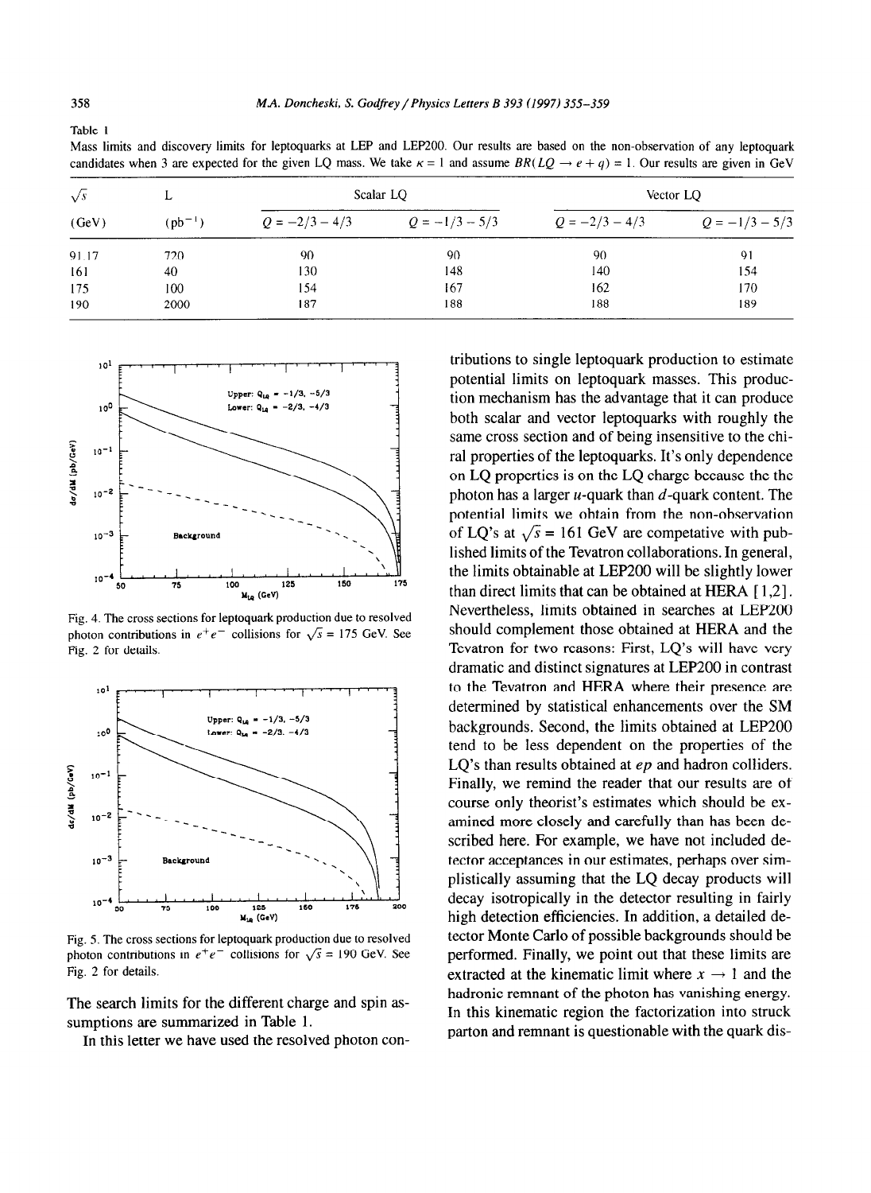Table 1
Mass limits and discovery limits for leptoquarks at LEP and LEP200. Our results are based on the non-observation of any leptoquark candidates when 3 are expected for the given LQ mass. We take $\kappa = 1$ and assume $BR(LQ \to e + q) = 1$. Our results are given in GeV

| $\sqrt{s}$ | L | Scalar LQ | | Vector LQ | |
|---|---|---|---|---|---|
| (GeV) | ($pb^{-1}$) | $Q = -2/3 - 4/3$ | $Q = -1/3 - 5/3$ | $Q = -2/3 - 4/3$ | $Q = -1/3 - 5/3$ |
| 91.17 | 720 | 90 | 90 | 90 | 91 |
| 161 | 40 | 130 | 148 | 140 | 154 |
| 175 | 100 | 154 | 167 | 162 | 170 |
| 190 | 2000 | 187 | 188 | 188 | 189 |

Fig. 4. The cross sections for leptoquark production due to resolved photon contributions in $e^+e^-$ collisions for $\sqrt{s} = 175$ GeV. See Fig. 2 for details.

Fig. 5. The cross sections for leptoquark production due to resolved photon contributions in $e^+e^-$ collisions for $\sqrt{s} = 190$ GeV. See Fig. 2 for details.

The search limits for the different charge and spin assumptions are summarized in Table 1.

In this letter we have used the resolved photon contributions to single leptoquark production to estimate potential limits on leptoquark masses. This production mechanism has the advantage that it can produce both scalar and vector leptoquarks with roughly the same cross section and of being insensitive to the chiral properties of the leptoquarks. It's only dependence on LQ properties is on the LQ charge because the the photon has a larger $u$-quark than $d$-quark content. The potential limits we obtain from the non-observation of LQ's at $\sqrt{s} = 161$ GeV are competative with published limits of the Tevatron collaborations. In general, the limits obtainable at LEP200 will be slightly lower than direct limits that can be obtained at HERA [1,2]. Nevertheless, limits obtained in searches at LEP200 should complement those obtained at HERA and the Tevatron for two reasons: First, LQ's will have very dramatic and distinct signatures at LEP200 in contrast to the Tevatron and HERA where their presence are determined by statistical enhancements over the SM backgrounds. Second, the limits obtained at LEP200 tend to be less dependent on the properties of the LQ's than results obtained at $ep$ and hadron colliders. Finally, we remind the reader that our results are of course only theorist's estimates which should be examined more closely and carefully than has been described here. For example, we have not included detector acceptances in our estimates, perhaps over simplistically assuming that the LQ decay products will decay isotropically in the detector resulting in fairly high detection efficiencies. In addition, a detailed detector Monte Carlo of possible backgrounds should be performed. Finally, we point out that these limits are extracted at the kinematic limit where $x \to 1$ and the hadronic remnant of the photon has vanishing energy. In this kinematic region the factorization into struck parton and remnant is questionable with the quark dis-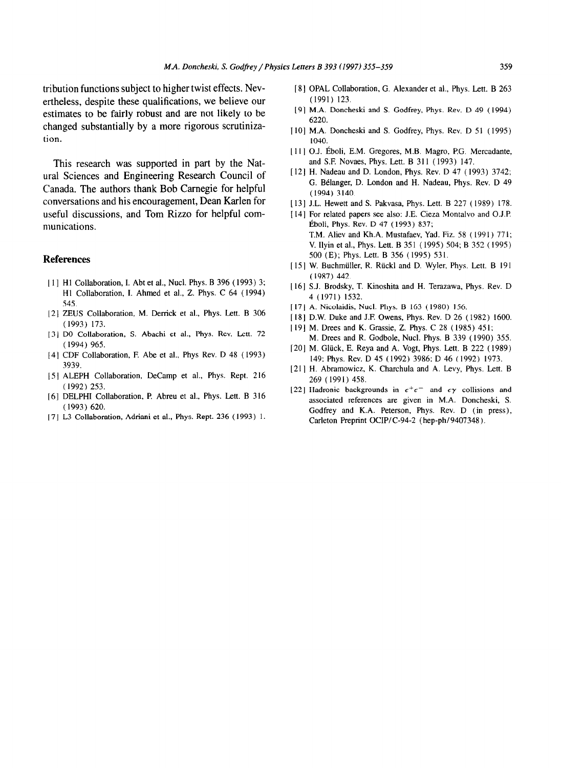tribution functions subject to higher twist effects. Nevertheless, despite these qualifications, we believe our estimates to be fairly robust and are not likely to be changed substantially by a more rigorous scrutinization.

This research was supported in part by the Natural Sciences and Engineering Research Council of Canada. The authors thank Bob Carnegie for helpful conversations and his encouragement, Dean Karlen for useful discussions, and Tom Rizzo for helpful communications.

## References

[1] H1 Collaboration, I. Abt et al., Nucl. Phys. B 396 (1993) 3; H1 Collaboration, I. Ahmed et al., Z. Phys. C 64 (1994) 545.

[2] ZEUS Collaboration, M. Derrick et al., Phys. Lett. B 306 (1993) 173.

[3] D0 Collaboration, S. Abachi et al., Phys. Rev. Lett. 72 (1994) 965.

[4] CDF Collaboration, F. Abe et al., Phys Rev. D 48 (1993) 3939.

[5] ALEPH Collaboration, DeCamp et al., Phys. Rept. 216 (1992) 253.

[6] DELPHI Collaboration, P. Abreu et al., Phys. Lett. B 316 (1993) 620.

[7] L3 Collaboration, Adriani et al., Phys. Rept. 236 (1993) 1.

[8] OPAL Collaboration, G. Alexander et al., Phys. Lett. B 263 (1991) 123.

[9] M.A. Doncheski and S. Godfrey, Phys. Rev. D 49 (1994) 6220.

[10] M.A. Doncheski and S. Godfrey, Phys. Rev. D 51 (1995) 1040.

[11] O.J. Éboli, E.M. Gregores, M.B. Magro, P.G. Mercadante, and S.F. Novaes, Phys. Lett. B 311 (1993) 147.

[12] H. Nadeau and D. London, Phys. Rev. D 47 (1993) 3742; G. Bélanger, D. London and H. Nadeau, Phys. Rev. D 49 (1994) 3140.

[13] J.L. Hewett and S. Pakvasa, Phys. Lett. B 227 (1989) 178.

[14] For related papers see also: J.E. Cieza Montalvo and O.J.P. Éboli, Phys. Rev. D 47 (1993) 837; T.M. Aliev and Kh.A. Mustafaev, Yad. Fiz. 58 (1991) 771; V. Ilyin et al., Phys. Lett. B 351 (1995) 504; B 352 (1995) 500 (E); Phys. Lett. B 356 (1995) 531.

[15] W. Buchmüller, R. Rückl and D. Wyler, Phys. Lett. B 191 (1987) 442.

[16] S.J. Brodsky, T. Kinoshita and H. Terazawa, Phys. Rev. D 4 (1971) 1532.

[17] A. Nicolaidis, Nucl. Phys. B 163 (1980) 156.

[18] D.W. Duke and J.F. Owens, Phys. Rev. D 26 (1982) 1600.

[19] M. Drees and K. Grassie, Z. Phys. C 28 (1985) 451; M. Drees and R. Godbole, Nucl. Phys. B 339 (1990) 355.

[20] M. Glück, E. Reya and A. Vogt, Phys. Lett. B 222 (1989) 149; Phys. Rev. D 45 (1992) 3986; D 46 (1992) 1973.

[21] H. Abramowicz, K. Charchula and A. Levy, Phys. Lett. B 269 (1991) 458.

[22] Hadronic backgrounds in $e^+e^-$ and $e\gamma$ collisions and associated references are given in M.A. Doncheski, S. Godfrey and K.A. Peterson, Phys. Rev. D (in press), Carleton Preprint OCIP/C-94-2 (hep-ph/9407348).